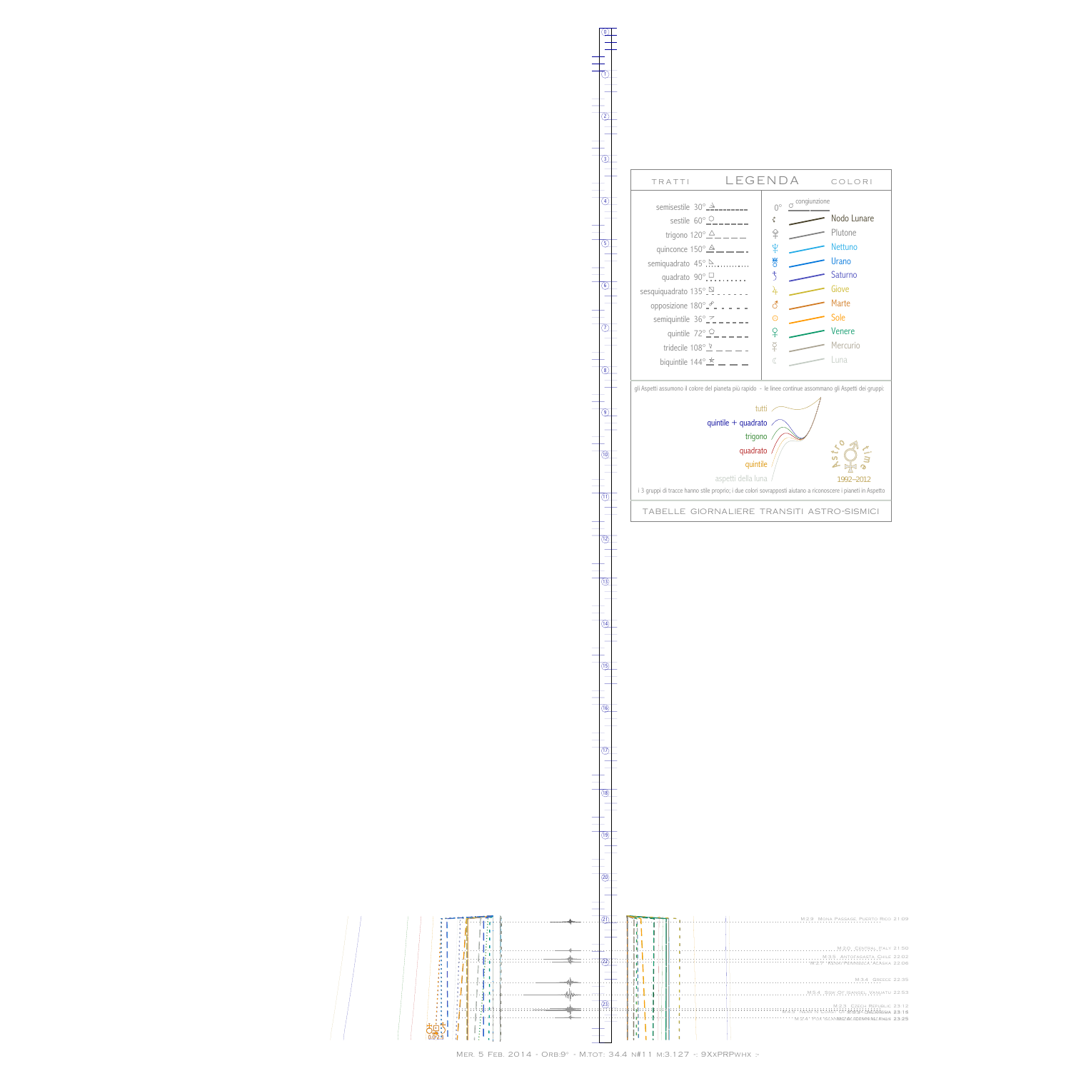# LEGENDA

| TRATTI | | COLORI | |
|---|---|---|---|
| semisestile 30° | | 0° ☌ congiunzione | |
| sestile 60° | | ☊ | Nodo Lunare |
| trigono 120° | | ♇ | Plutone |
| quinconce 150° | | ♆ | Nettuno |
| semiquadrato 45° | | ♅ | Urano |
| quadrato 90° | | ♄ | Saturno |
| sesquiquadrato 135° | | ♃ | Giove |
| opposizione 180° | | ♂ | Marte |
| semiquintile 36° | | ☉ | Sole |
| quintile 72° | | ♀ | Venere |
| tridecile 108° | | ☿ | Mercurio |
| biquintile 144° | | ☾ | Luna |

gli Aspetti assumono il colore del pianeta più rapido - le linee continue assommano gli Aspetti dei gruppi:

- tutti
- quintile + quadrato
- trigono
- quadrato
- quintile
- aspetti della luna

Astro time 1992–2012

i 3 gruppi di tracce hanno stile proprio; i due colori sovrapposti aiutano a riconoscere i pianeti in Aspetto

TABELLE GIORNALIERE TRANSITI ASTRO-SISMICI

M:2.9 Mona Passage, Puerto Rico 21:09

M:2.0 Central Italy 21:50

M:3.5 Antofagasta, Chile 22:02

M:2.? Kenai Peninsula, Alaska 22:06

M:3.4 Greece 22:35

M:5.4 Sw Of Island, Vanuatu 22:53

M:2.3 Czech Republic 23:12

M:2.? ... 23:15

M:2.4 ... 23:25

Mer. 5 Feb. 2014 - Orb:9° - M.tot: 34.4 n#11 m:3.127 -: 9XxPRPwhx :-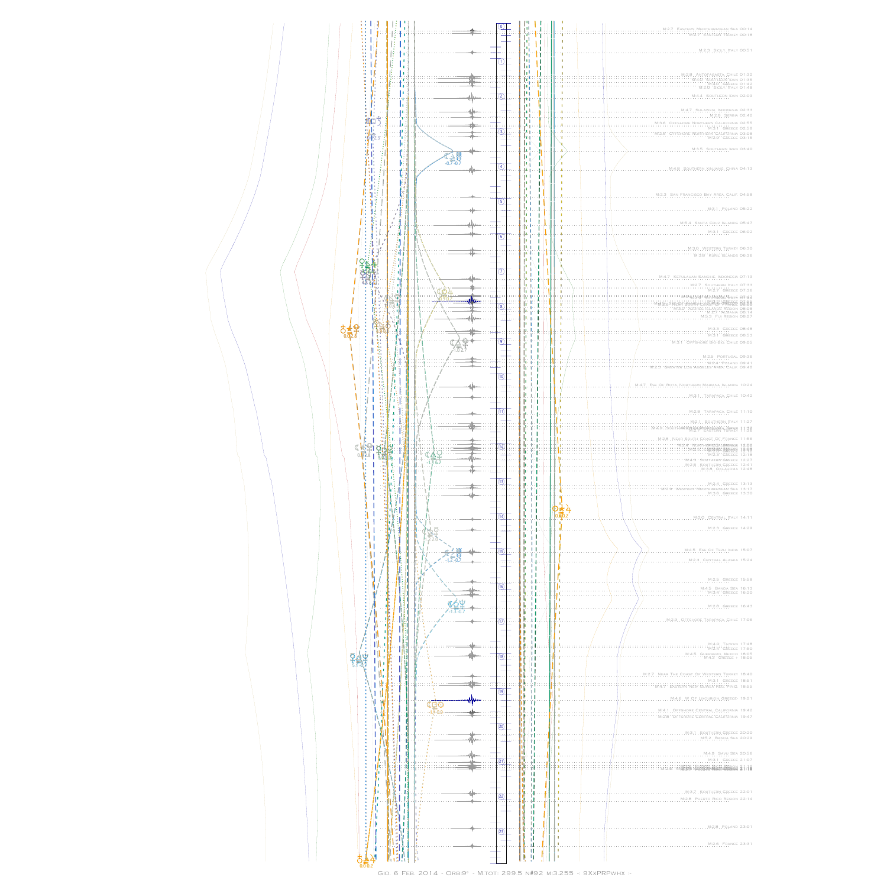M:2.7 Eastern Mediterranean Sea 00:14
M:2.7 Eastern Turkey 00:18
M:2.3 Sicily Italy 00:51
M:2.8 Antofagasta Chile 01:32
M:4.0 Southern Iran 01:35
M:4.0 Greece 01:42
M:2.0 Sicily Italy 01:48
M:4.4 Southern Iran 02:09
M:4.7 Sulawesi Indonesia 02:33
M:2.8 Serbia 02:42
M:3.8 Offshore Northern California 02:55
M:3.1 Greece 02:58
M:3.8 Offshore Northern California 03:08
M:2.9 Greece 03:15
M:3.5 Southern Iran 03:40
M:4.8 Southern Xinjiang China 04:13
M:2.3 San Francisco Bay Area Calif. 04:58
M:3.1 Poland 05:22
M:5.4 Santa Cruz Islands 05:47
M:3.1 Greece 06:02
M:3.0 Western Turkey 06:30
M:3.8 Kuril Islands 06:36
M:4.7 Kepulauan Sangihe Indonesia 07:19
M:2.7 Southern Italy 07:33
M:2.7 Greece 07:36
M:3.1 Offshore Maule Chile 09:05
M:5.3 Fiji Region 08:27
M:3.3 Greece 08:48
M:3.1 Greece 08:53
M:2.5 Portugal 09:36
M:2.4 Poland 09:41
M:2.3 Greater Los Angeles Area Calif. 09:48
M:4.7 Ese Of Rota Northern Mariana Islands 10:24
M:3.1 Tarapaca Chile 10:42
M:2.8 Tarapaca Chile 11:10
M:2.1 Southern Italy 11:27
M:2.7 Eastern Turkey 11:36
M:2.8 Near South Coast Of France 11:56
M:2.3 Greece 12:18
M:4.3 Southern Greece 12:27
M:2.5 Southern Greece 12:41
M:3.9 Oklahoma 12:48
M:2.4 Greece 13:13
M:2.9 Western Mediterranean Sea 13:17
M:3.6 Greece 13:30
M:2.0 Central Italy 14:11
M:2.3 Greece 14:29
M:4.5 Ese Of Tezu India 15:07
M:2.3 Central Alaska 15:24
M:2.5 Greece 15:58
M:4.5 Banda Sea 16:13
M:3.1 Greece 16:20
M:2.8 Greece 16:43
M:2.9 Offshore Tarapaca Chile 17:06
M:4.0 Taiwan 17:48
M:3.1 Greece 17:50
M:4.5 Guerrero Mexico 18:05
M:4.3 Greece 18:05
M:2.7 Near The Coast Of Western Turkey 18:40
M:3.1 Greece 18:51
M:4.7 Eastern New Guinea Reg. P.N.G. 18:55
M:4.6 W Of Lixourion Greece 19:21
M:4.1 Offshore Central California 19:42
M:2.8 Offshore Central California 19:47
M:3.1 Southern Greece 20:20
M:5.2 Banda Sea 20:29
M:4.9 Savu Sea 20:56
M:3.1 Greece 21:07
M:3.7 Southern Greece 22:01
M:2.8 Puerto Rico Region 22:14
M:2.8 Poland 23:01
M:2.6 France 23:31

Gio. 6 Feb. 2014 - Orb:9° - M.tot: 299.5 n#92 m:3.255 -: 9XxPRPwhx :-